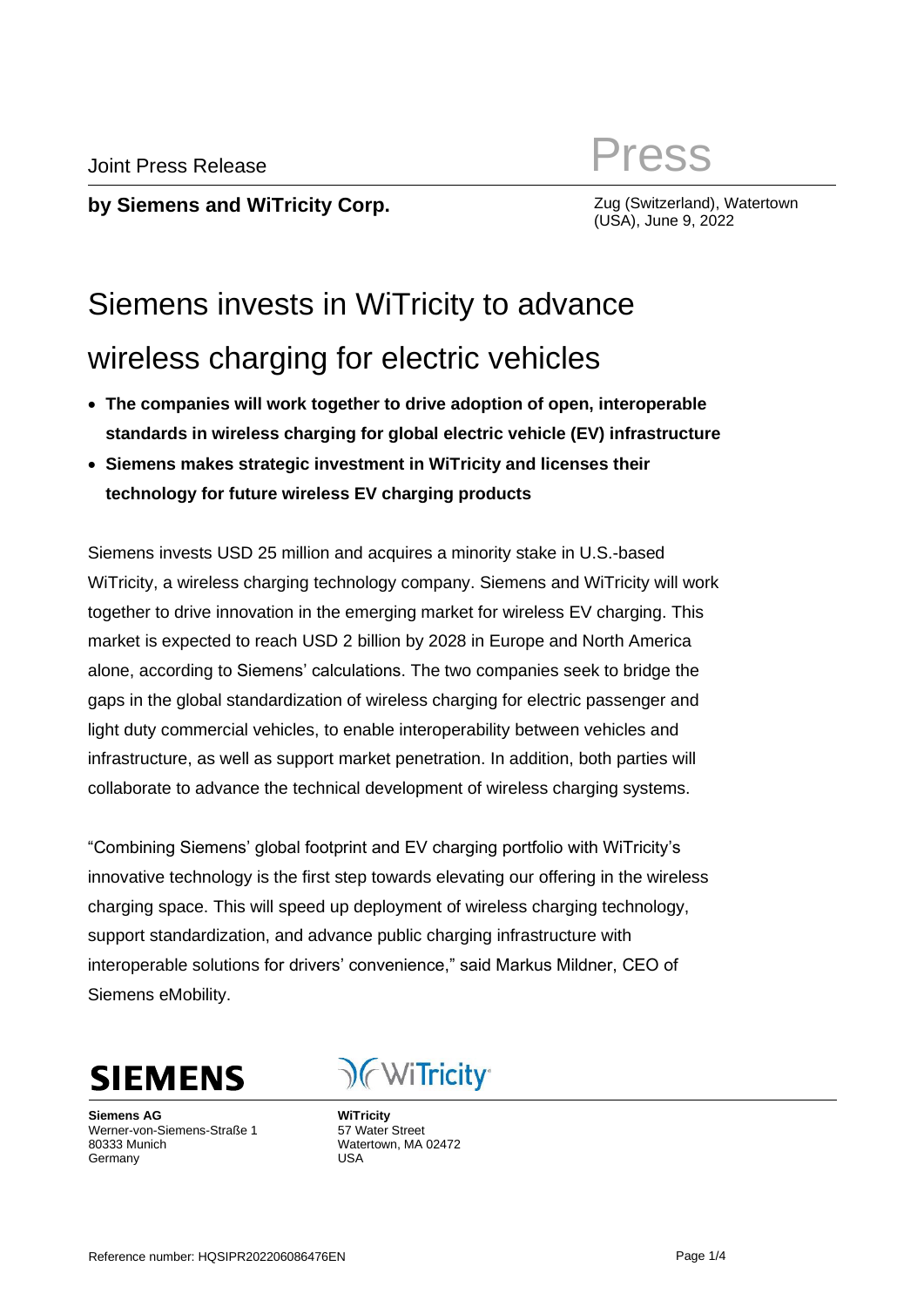Joint Press Release

Press

**by Siemens and WiTricity Corp.**

Zug (Switzerland), Watertown (USA), June 9, 2022

# Siemens invests in WiTricity to advance wireless charging for electric vehicles

- **The companies will work together to drive adoption of open, interoperable standards in wireless charging for global electric vehicle (EV) infrastructure**
- **Siemens makes strategic investment in WiTricity and licenses their technology for future wireless EV charging products**

Siemens invests USD 25 million and acquires a minority stake in U.S.-based WiTricity, a wireless charging technology company. Siemens and WiTricity will work together to drive innovation in the emerging market for wireless EV charging. This market is expected to reach USD 2 billion by 2028 in Europe and North America alone, according to Siemens' calculations. The two companies seek to bridge the gaps in the global standardization of wireless charging for electric passenger and light duty commercial vehicles, to enable interoperability between vehicles and infrastructure, as well as support market penetration. In addition, both parties will collaborate to advance the technical development of wireless charging systems.

"Combining Siemens' global footprint and EV charging portfolio with WiTricity's innovative technology is the first step towards elevating our offering in the wireless charging space. This will speed up deployment of wireless charging technology, support standardization, and advance public charging infrastructure with interoperable solutions for drivers' convenience," said Markus Mildner, CEO of Siemens eMobility.

**Siemens AG**
Werner-von-Siemens-Straße 1
80333 Munich
Germany

**WiTricity**
57 Water Street
Watertown, MA 02472
USA

Reference number: HQSIPR202206086476EN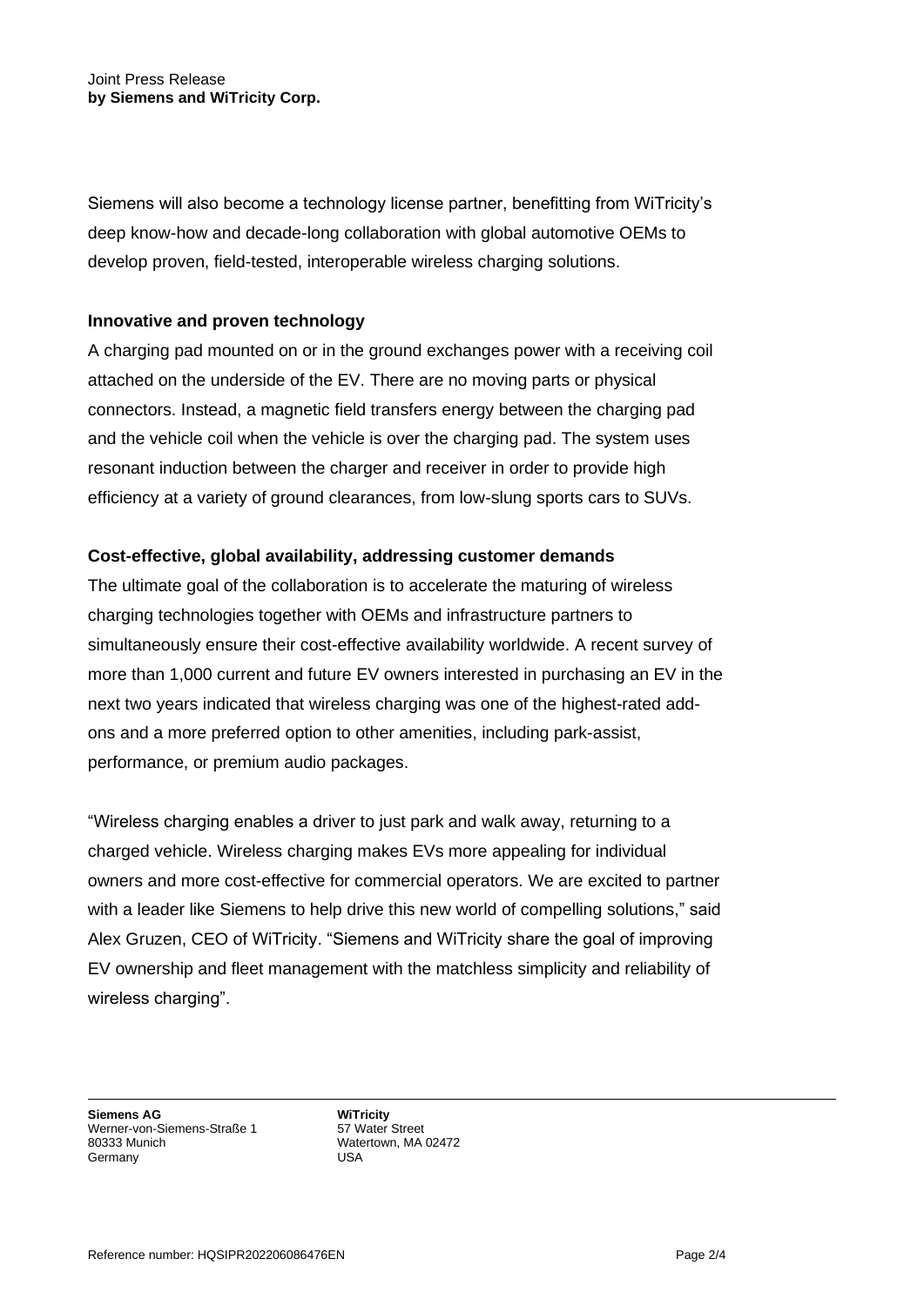Siemens will also become a technology license partner, benefitting from WiTricity's deep know-how and decade-long collaboration with global automotive OEMs to develop proven, field-tested, interoperable wireless charging solutions.

**Innovative and proven technology**

A charging pad mounted on or in the ground exchanges power with a receiving coil attached on the underside of the EV. There are no moving parts or physical connectors. Instead, a magnetic field transfers energy between the charging pad and the vehicle coil when the vehicle is over the charging pad. The system uses resonant induction between the charger and receiver in order to provide high efficiency at a variety of ground clearances, from low-slung sports cars to SUVs.

**Cost-effective, global availability, addressing customer demands**

The ultimate goal of the collaboration is to accelerate the maturing of wireless charging technologies together with OEMs and infrastructure partners to simultaneously ensure their cost-effective availability worldwide. A recent survey of more than 1,000 current and future EV owners interested in purchasing an EV in the next two years indicated that wireless charging was one of the highest-rated add-ons and a more preferred option to other amenities, including park-assist, performance, or premium audio packages.

"Wireless charging enables a driver to just park and walk away, returning to a charged vehicle. Wireless charging makes EVs more appealing for individual owners and more cost-effective for commercial operators. We are excited to partner with a leader like Siemens to help drive this new world of compelling solutions," said Alex Gruzen, CEO of WiTricity. "Siemens and WiTricity share the goal of improving EV ownership and fleet management with the matchless simplicity and reliability of wireless charging".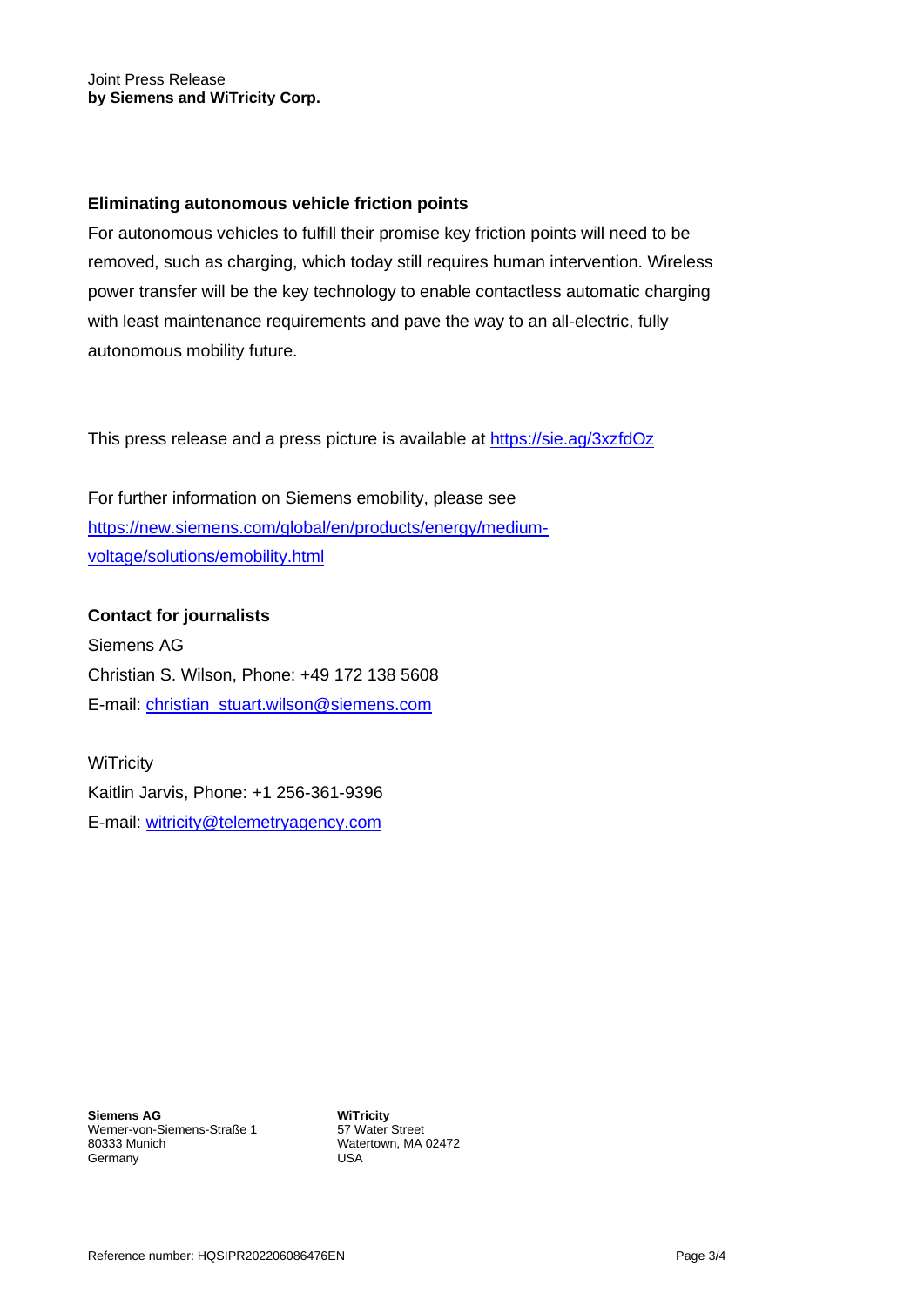**Eliminating autonomous vehicle friction points**

For autonomous vehicles to fulfill their promise key friction points will need to be removed, such as charging, which today still requires human intervention. Wireless power transfer will be the key technology to enable contactless automatic charging with least maintenance requirements and pave the way to an all-electric, fully autonomous mobility future.

This press release and a press picture is available at https://sie.ag/3xzfdOz

For further information on Siemens emobility, please see https://new.siemens.com/global/en/products/energy/medium-voltage/solutions/emobility.html

**Contact for journalists**

Siemens AG
Christian S. Wilson, Phone: +49 172 138 5608
E-mail: christian_stuart.wilson@siemens.com

WiTricity
Kaitlin Jarvis, Phone: +1 256-361-9396
E-mail: witricity@telemetryagency.com

**Siemens AG**
Werner-von-Siemens-Straße 1
80333 Munich
Germany

**WiTricity**
57 Water Street
Watertown, MA 02472
USA

Reference number: HQSIPR202206086476EN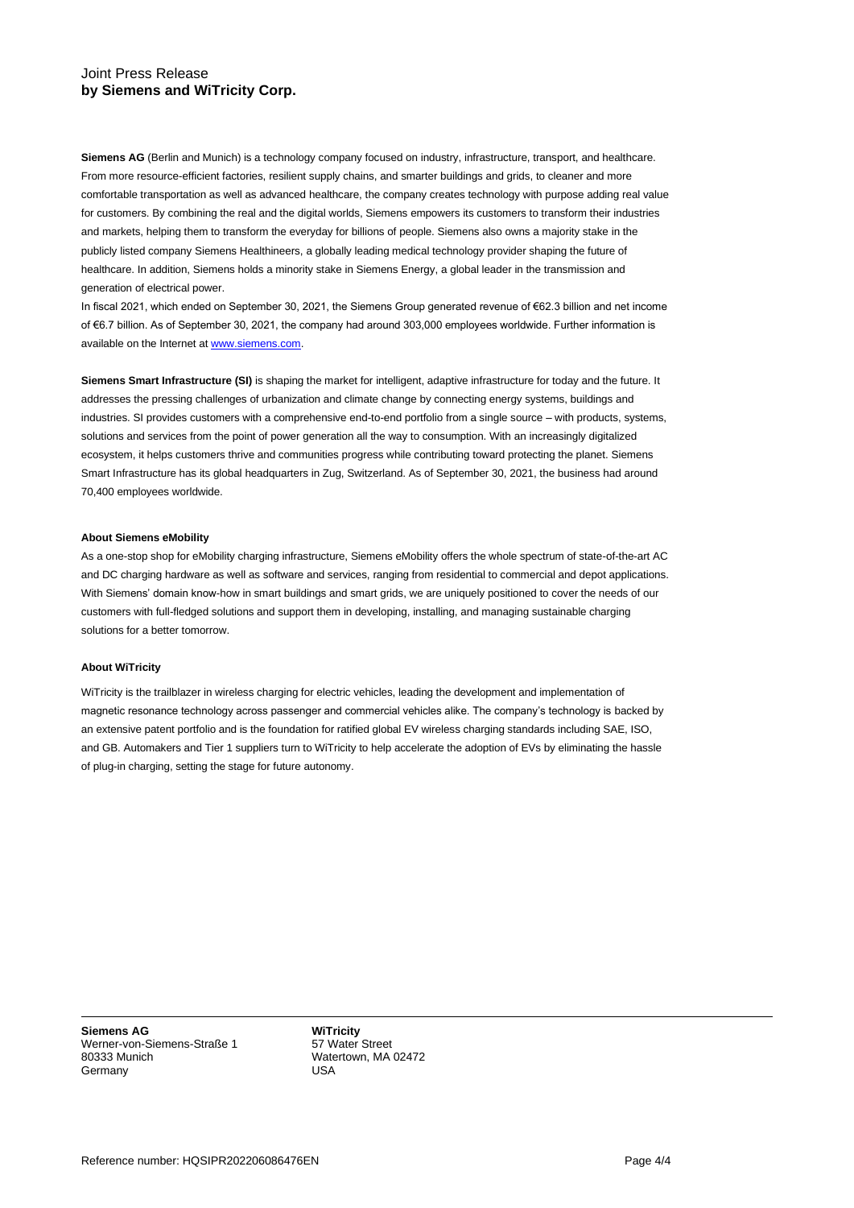**Siemens AG** (Berlin and Munich) is a technology company focused on industry, infrastructure, transport, and healthcare. From more resource-efficient factories, resilient supply chains, and smarter buildings and grids, to cleaner and more comfortable transportation as well as advanced healthcare, the company creates technology with purpose adding real value for customers. By combining the real and the digital worlds, Siemens empowers its customers to transform their industries and markets, helping them to transform the everyday for billions of people. Siemens also owns a majority stake in the publicly listed company Siemens Healthineers, a globally leading medical technology provider shaping the future of healthcare. In addition, Siemens holds a minority stake in Siemens Energy, a global leader in the transmission and generation of electrical power.

In fiscal 2021, which ended on September 30, 2021, the Siemens Group generated revenue of €62.3 billion and net income of €6.7 billion. As of September 30, 2021, the company had around 303,000 employees worldwide. Further information is available on the Internet at www.siemens.com.

**Siemens Smart Infrastructure (SI)** is shaping the market for intelligent, adaptive infrastructure for today and the future. It addresses the pressing challenges of urbanization and climate change by connecting energy systems, buildings and industries. SI provides customers with a comprehensive end-to-end portfolio from a single source – with products, systems, solutions and services from the point of power generation all the way to consumption. With an increasingly digitalized ecosystem, it helps customers thrive and communities progress while contributing toward protecting the planet. Siemens Smart Infrastructure has its global headquarters in Zug, Switzerland. As of September 30, 2021, the business had around 70,400 employees worldwide.

**About Siemens eMobility**

As a one-stop shop for eMobility charging infrastructure, Siemens eMobility offers the whole spectrum of state-of-the-art AC and DC charging hardware as well as software and services, ranging from residential to commercial and depot applications. With Siemens' domain know-how in smart buildings and smart grids, we are uniquely positioned to cover the needs of our customers with full-fledged solutions and support them in developing, installing, and managing sustainable charging solutions for a better tomorrow.

**About WiTricity**

WiTricity is the trailblazer in wireless charging for electric vehicles, leading the development and implementation of magnetic resonance technology across passenger and commercial vehicles alike. The company's technology is backed by an extensive patent portfolio and is the foundation for ratified global EV wireless charging standards including SAE, ISO, and GB. Automakers and Tier 1 suppliers turn to WiTricity to help accelerate the adoption of EVs by eliminating the hassle of plug-in charging, setting the stage for future autonomy.

**Siemens AG**
Werner-von-Siemens-Straße 1
80333 Munich
Germany

**WiTricity**
57 Water Street
Watertown, MA 02472
USA

Reference number: HQSIPR202206086476EN